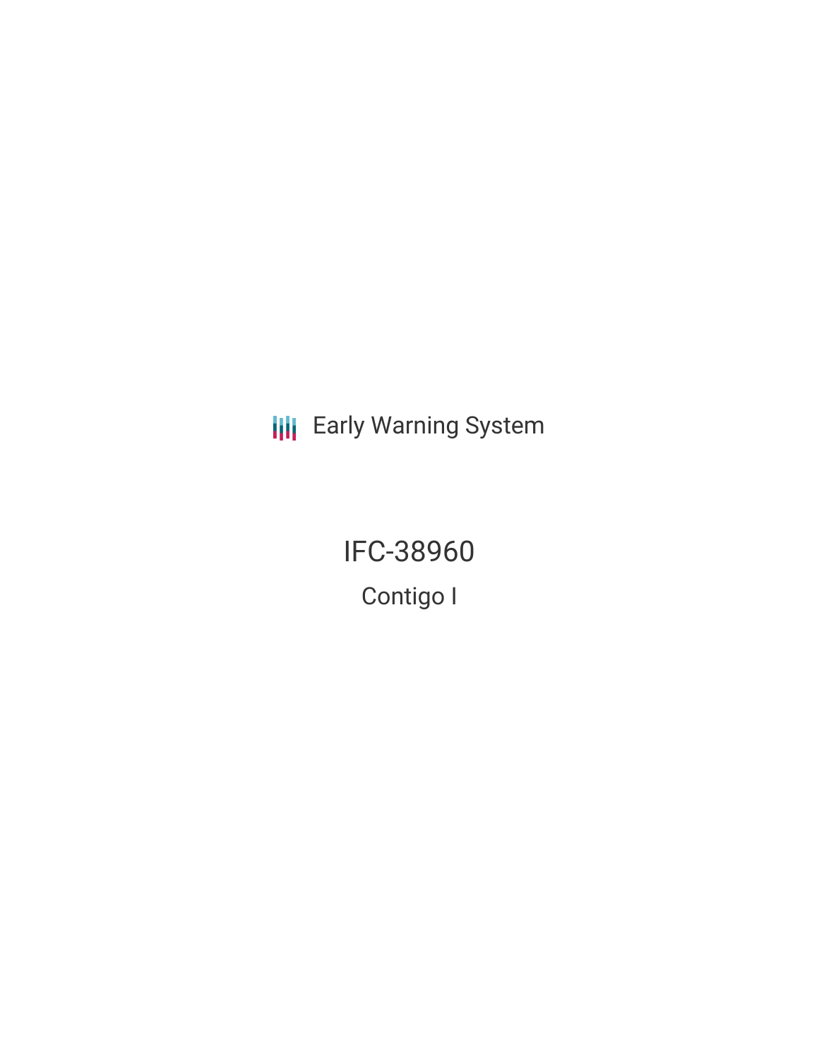Early Warning System

# IFC-38960

## Contigo I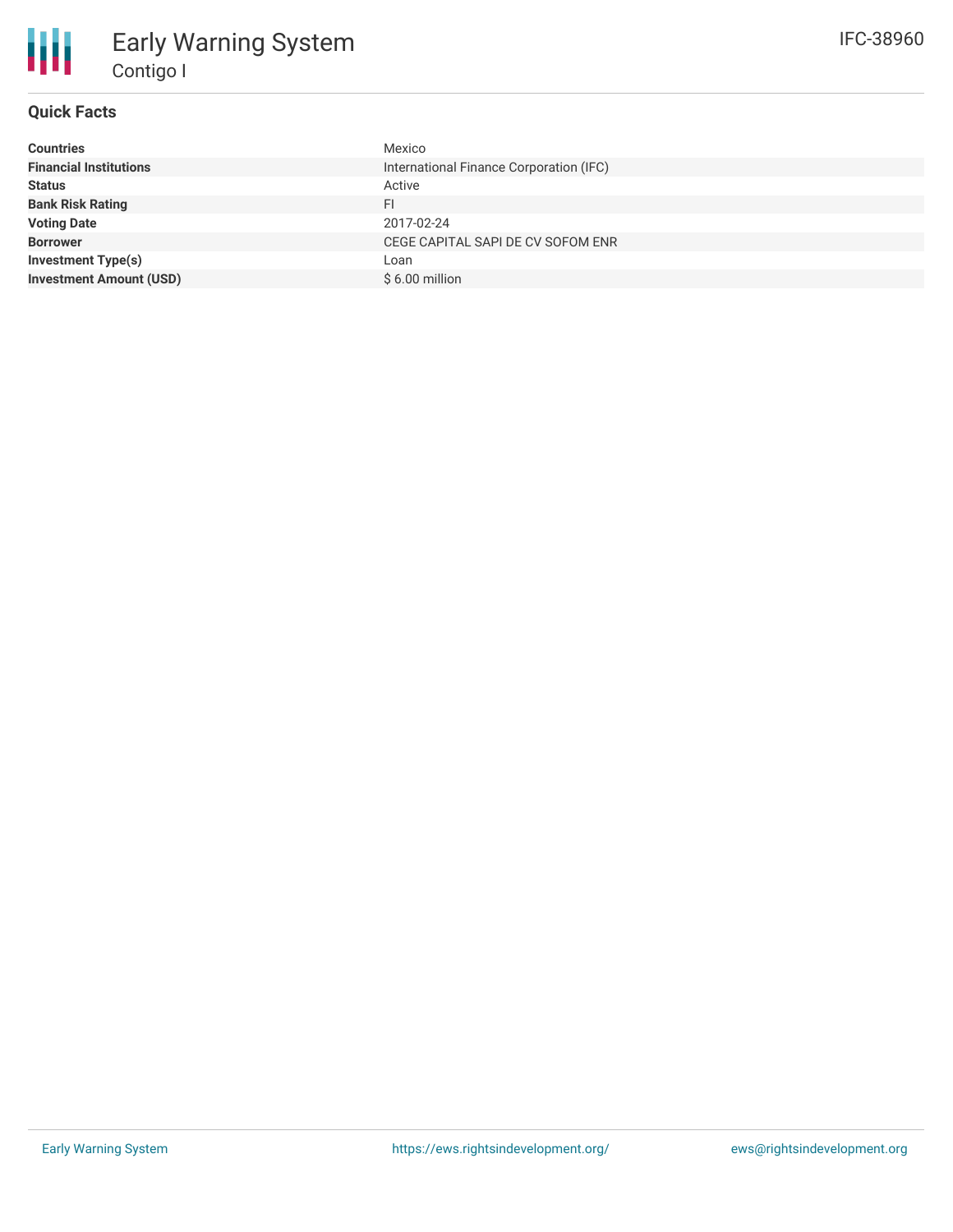# Early Warning System

## Contigo I

IFC-38960

### Quick Facts

| | |
|---|---|
| **Countries** | Mexico |
| **Financial Institutions** | International Finance Corporation (IFC) |
| **Status** | Active |
| **Bank Risk Rating** | FI |
| **Voting Date** | 2017-02-24 |
| **Borrower** | CEGE CAPITAL SAPI DE CV SOFOM ENR |
| **Investment Type(s)** | Loan |
| **Investment Amount (USD)** | $ 6.00 million |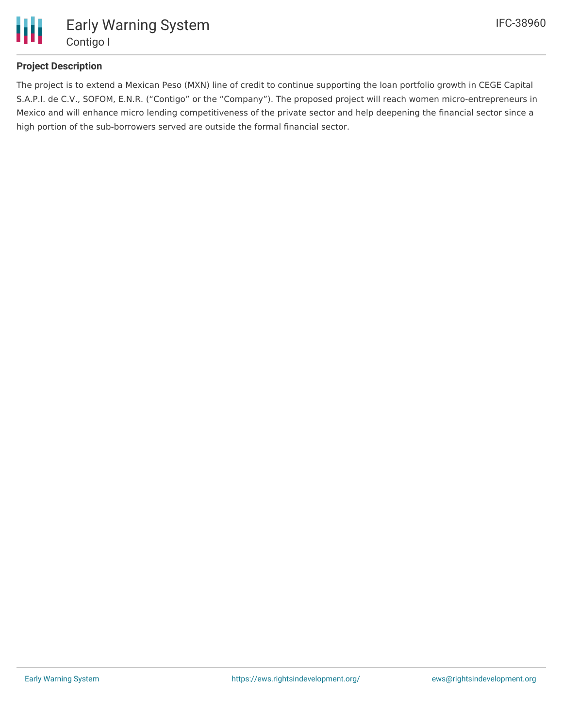## Project Description

The project is to extend a Mexican Peso (MXN) line of credit to continue supporting the loan portfolio growth in CEGE Capital S.A.P.I. de C.V., SOFOM, E.N.R. ("Contigo" or the "Company"). The proposed project will reach women micro-entrepreneurs in Mexico and will enhance micro lending competitiveness of the private sector and help deepening the financial sector since a high portion of the sub-borrowers served are outside the formal financial sector.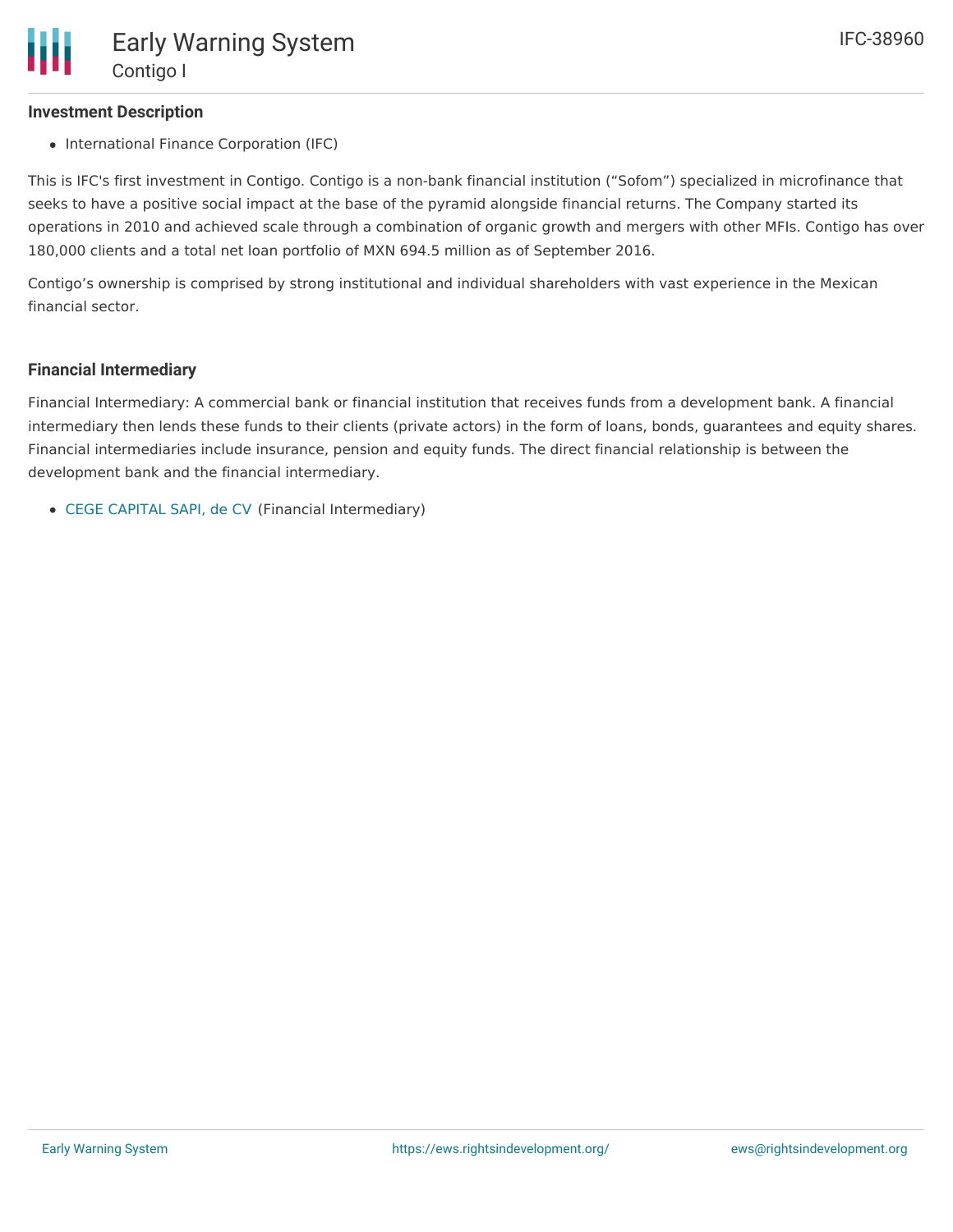## Investment Description

- International Finance Corporation (IFC)

This is IFC's first investment in Contigo. Contigo is a non-bank financial institution ("Sofom") specialized in microfinance that seeks to have a positive social impact at the base of the pyramid alongside financial returns. The Company started its operations in 2010 and achieved scale through a combination of organic growth and mergers with other MFIs. Contigo has over 180,000 clients and a total net loan portfolio of MXN 694.5 million as of September 2016.

Contigo's ownership is comprised by strong institutional and individual shareholders with vast experience in the Mexican financial sector.

## Financial Intermediary

Financial Intermediary: A commercial bank or financial institution that receives funds from a development bank. A financial intermediary then lends these funds to their clients (private actors) in the form of loans, bonds, guarantees and equity shares. Financial intermediaries include insurance, pension and equity funds. The direct financial relationship is between the development bank and the financial intermediary.

- CEGE CAPITAL SAPI, de CV (Financial Intermediary)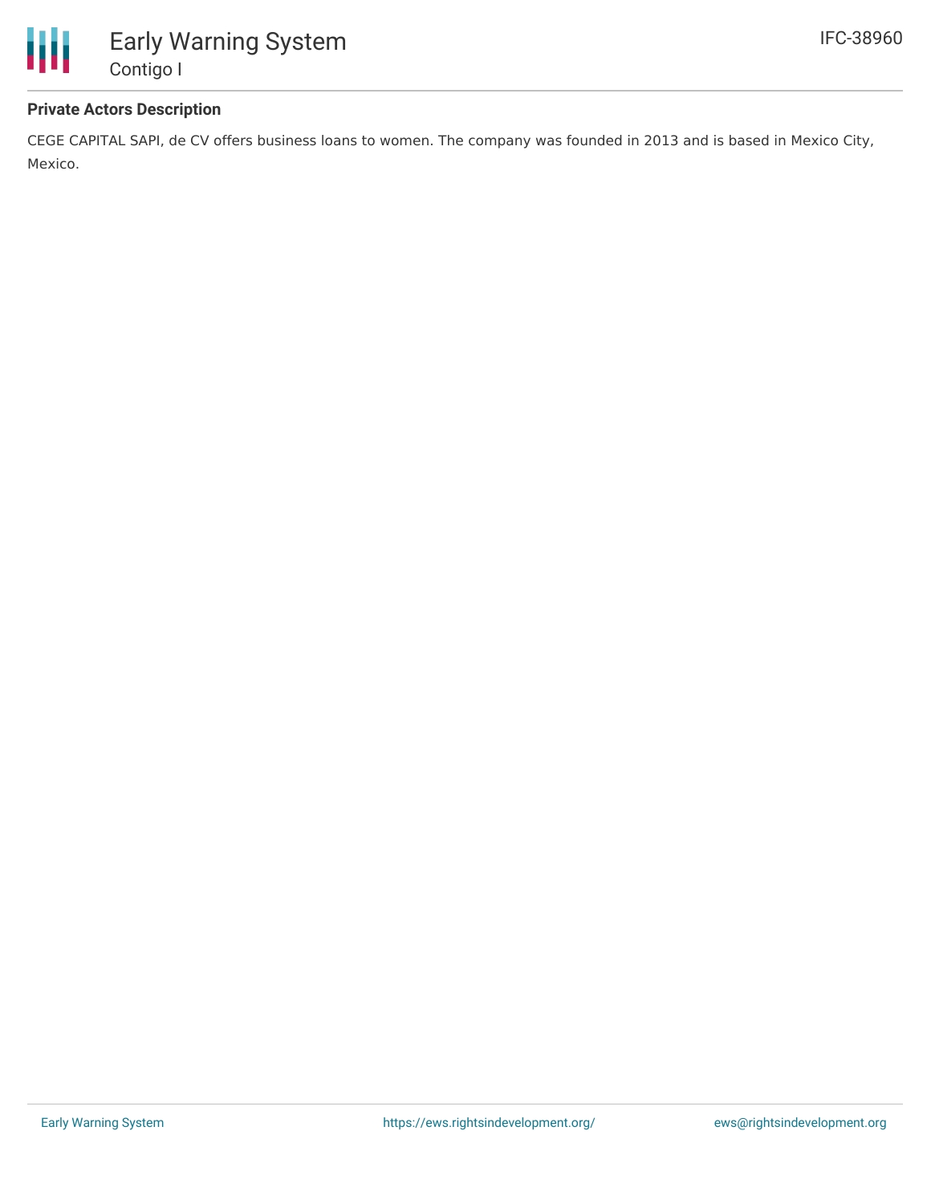### Private Actors Description

CEGE CAPITAL SAPI, de CV offers business loans to women. The company was founded in 2013 and is based in Mexico City, Mexico.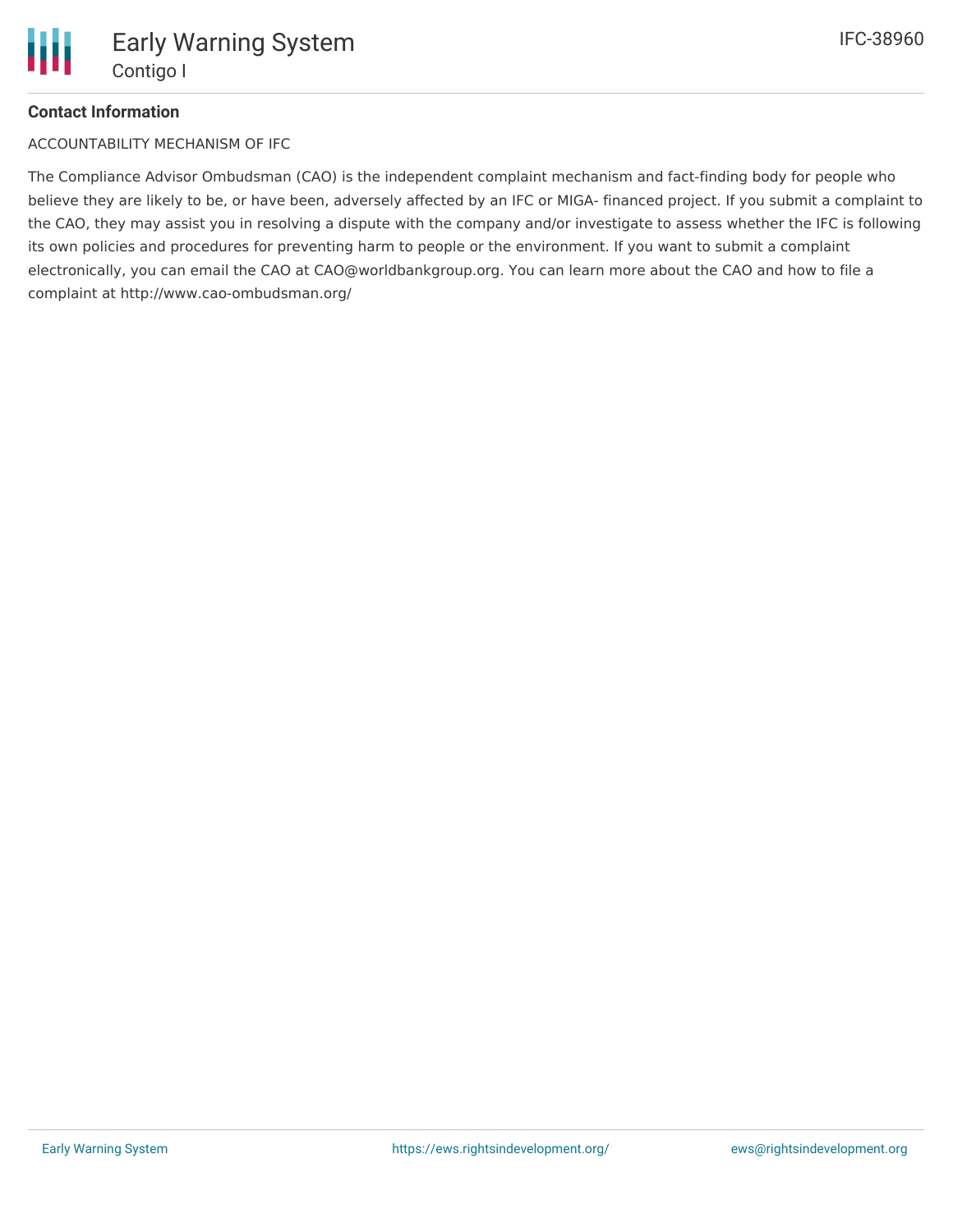## Contact Information

ACCOUNTABILITY MECHANISM OF IFC

The Compliance Advisor Ombudsman (CAO) is the independent complaint mechanism and fact-finding body for people who believe they are likely to be, or have been, adversely affected by an IFC or MIGA- financed project. If you submit a complaint to the CAO, they may assist you in resolving a dispute with the company and/or investigate to assess whether the IFC is following its own policies and procedures for preventing harm to people or the environment. If you want to submit a complaint electronically, you can email the CAO at CAO@worldbankgroup.org. You can learn more about the CAO and how to file a complaint at http://www.cao-ombudsman.org/